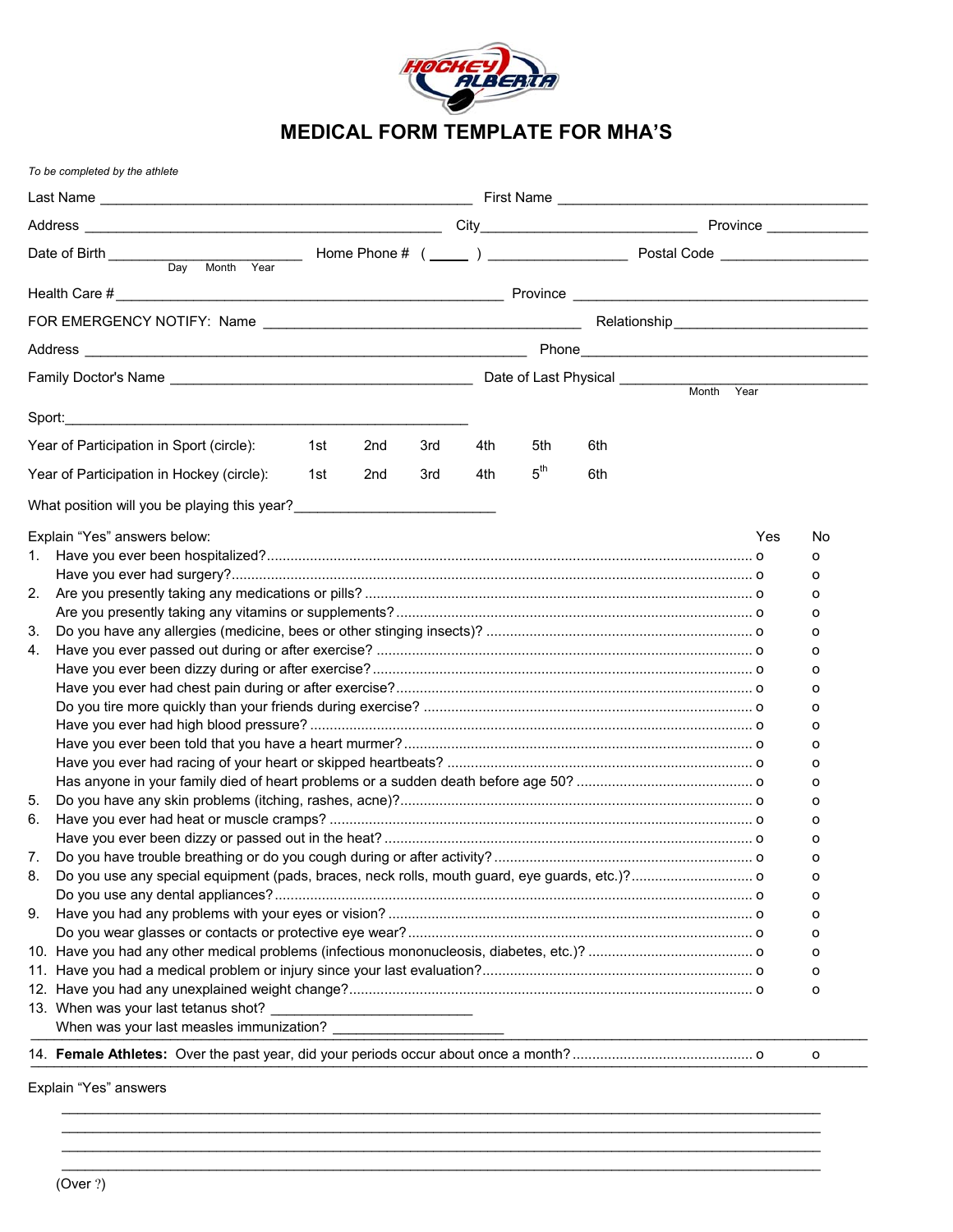# MEDICAL FORM TEMPLATE FOR MHA'S

*To be completed by the athlete*

Last Name ______________________________________________ First Name ______________________________________

Address ____________________________________________ City____________________________ Province _____________

Date of Birth ________________________ Home Phone # ( _____ ) _________________ Postal Code __________________
Day Month Year

Health Care # ________________________________________________ Province ______________________________________

FOR EMERGENCY NOTIFY: Name ________________________________________ Relationship________________________

Address _______________________________________________________ Phone___________________________________

Family Doctor's Name ______________________________________ Date of Last Physical ______________________________
Month Year

Sport:__________________________________________________

Year of Participation in Sport (circle): 1st 2nd 3rd 4th 5th 6th

Year of Participation in Hockey (circle): 1st 2nd 3rd 4th 5th 6th

What position will you be playing this year?_________________________

Explain "Yes" answers below:

| | | Yes | No |
|---|---|---|---|
| 1. | Have you ever been hospitalized? | o | o |
| | Have you ever had surgery? | o | o |
| 2. | Are you presently taking any medications or pills? | o | o |
| | Are you presently taking any vitamins or supplements? | o | o |
| 3. | Do you have any allergies (medicine, bees or other stinging insects)? | o | o |
| 4. | Have you ever passed out during or after exercise? | o | o |
| | Have you ever been dizzy during or after exercise? | o | o |
| | Have you ever had chest pain during or after exercise? | o | o |
| | Do you tire more quickly than your friends during exercise? | o | o |
| | Have you ever had high blood pressure? | o | o |
| | Have you ever been told that you have a heart murmer? | o | o |
| | Have you ever had racing of your heart or skipped heartbeats? | o | o |
| | Has anyone in your family died of heart problems or a sudden death before age 50? | o | o |
| 5. | Do you have any skin problems (itching, rashes, acne)? | o | o |
| 6. | Have you ever had heat or muscle cramps? | o | o |
| | Have you ever been dizzy or passed out in the heat? | o | o |
| 7. | Do you have trouble breathing or do you cough during or after activity? | o | o |
| 8. | Do you use any special equipment (pads, braces, neck rolls, mouth guard, eye guards, etc.)? | o | o |
| | Do you use any dental appliances? | o | o |
| 9. | Have you had any problems with your eyes or vision? | o | o |
| | Do you wear glasses or contacts or protective eye wear? | o | o |
| 10. | Have you had any other medical problems (infectious mononucleosis, diabetes, etc.)? | o | o |
| 11. | Have you had a medical problem or injury since your last evaluation? | o | o |
| 12. | Have you had any unexplained weight change? | o | o |

13. When was your last tetanus shot? _________________________
When was your last measles immunization? _____________________

| | | Yes | No |
|---|---|---|---|
| 14. | **Female Athletes:** Over the past year, did your periods occur about once a month? | o | o |

Explain "Yes" answers

_____________________________________________________________________________________________

_____________________________________________________________________________________________

_____________________________________________________________________________________________

_____________________________________________________________________________________________

(Over ?)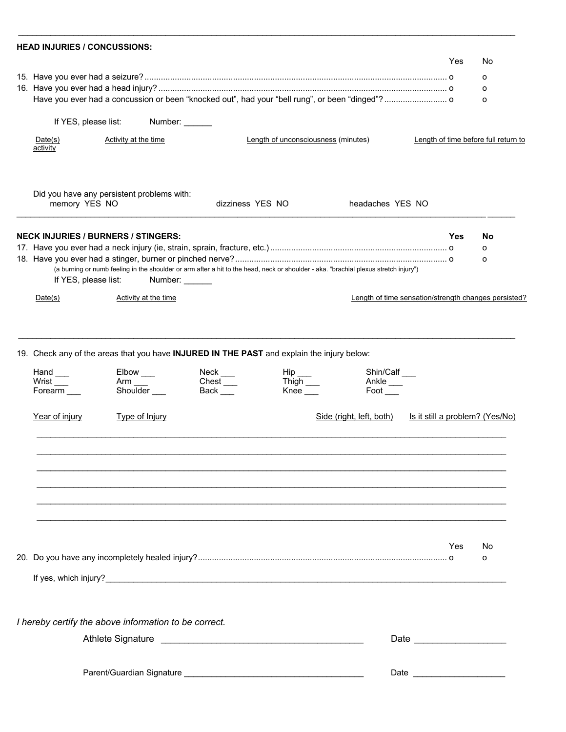---

**HEAD INJURIES / CONCUSSIONS:**

| | Yes | No |
|---|---|---|
| 15. Have you ever had a seizure? | o | o |
| 16. Have you ever had a head injury? | o | o |
| Have you ever had a concussion or been "knocked out", had your "bell rung", or been "dinged"? | o | o |

If YES, please list: Number: ______

Date(s) | Activity at the time | Length of unconsciousness (minutes) | Length of time before full return to activity

Did you have any persistent problems with:
memory YES NO dizziness YES NO headaches YES NO

---

**NECK INJURIES / BURNERS / STINGERS:**

| | **Yes** | **No** |
|---|---|---|
| 17. Have you ever had a neck injury (ie, strain, sprain, fracture, etc.) | o | o |
| 18. Have you ever had a stinger, burner or pinched nerve? | o | o |

(a burning or numb feeling in the shoulder or arm after a hit to the head, neck or shoulder - aka. "brachial plexus stretch injury")

If YES, please list: Number: ______

Date(s) | Activity at the time | Length of time sensation/strength changes persisted?

---

19. Check any of the areas that you have **INJURED IN THE PAST** and explain the injury below:

| | | | | |
|---|---|---|---|---|
| Hand ___ | Elbow ___ | Neck ___ | Hip ___ | Shin/Calf ___ |
| Wrist ___ | Arm ___ | Chest ___ | Thigh ___ | Ankle ___ |
| Forearm ___ | Shoulder ___ | Back ___ | Knee ___ | Foot ___ |

| Year of injury | Type of Injury | Side (right, left, both) | Is it still a problem? (Yes/No) |
|---|---|---|---|
| | | | |
| | | | |
| | | | |
| | | | |
| | | | |
| | | | |

| | Yes | No |
|---|---|---|
| 20. Do you have any incompletely healed injury? | o | o |

If yes, which injury?______________________________________________

*I hereby certify the above information to be correct.*

Athlete Signature ______________________________________ Date ________________

Parent/Guardian Signature ______________________________________ Date ________________